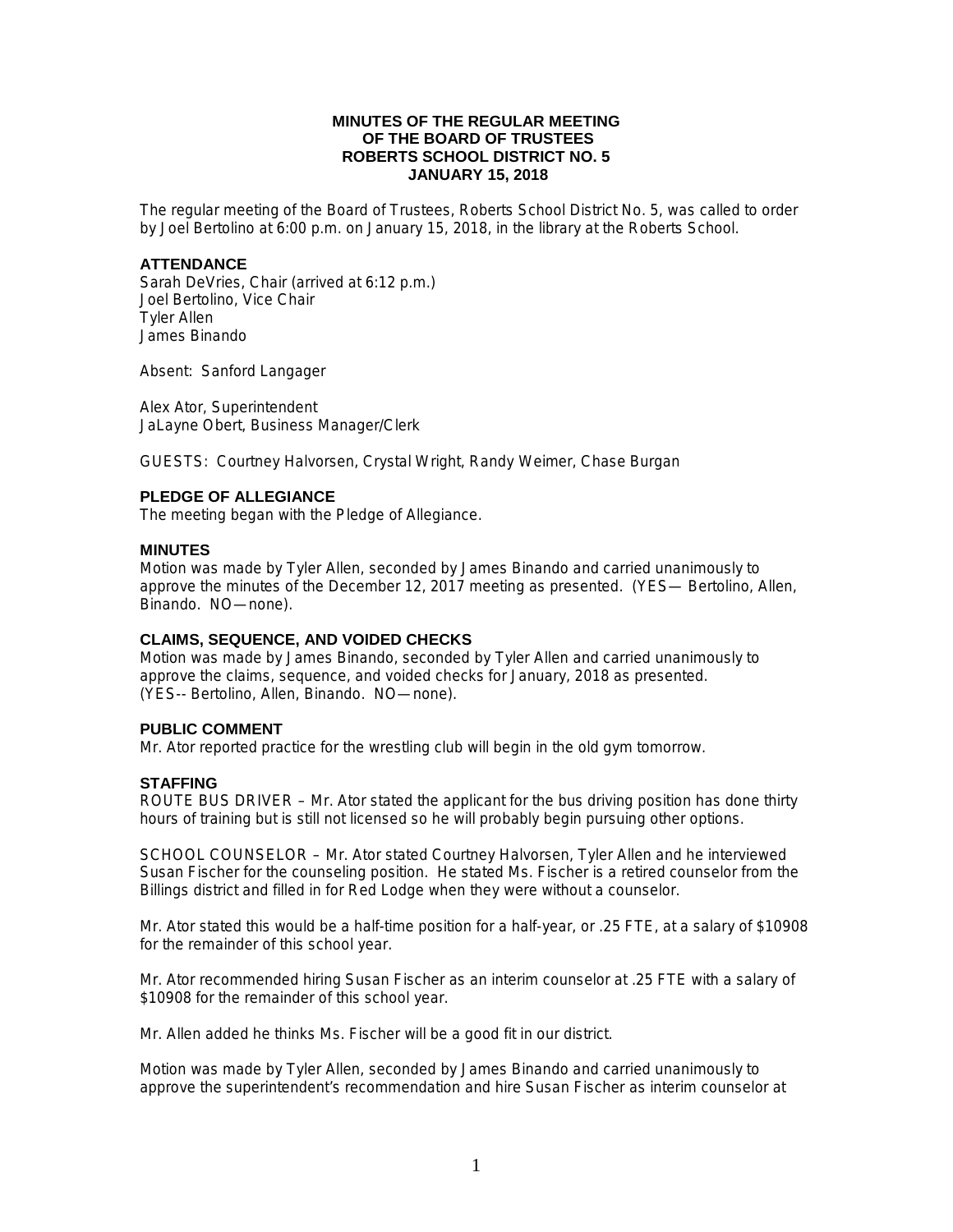**MINUTES OF THE REGULAR MEETING**
**OF THE BOARD OF TRUSTEES**
**ROBERTS SCHOOL DISTRICT NO. 5**
**JANUARY 15, 2018**

The regular meeting of the Board of Trustees, Roberts School District No. 5, was called to order by Joel Bertolino at 6:00 p.m. on January 15, 2018, in the library at the Roberts School.

## ATTENDANCE

Sarah DeVries, Chair (arrived at 6:12 p.m.)
Joel Bertolino, Vice Chair
Tyler Allen
James Binando

Absent: Sanford Langager

Alex Ator, Superintendent
JaLayne Obert, Business Manager/Clerk

GUESTS: Courtney Halvorsen, Crystal Wright, Randy Weimer, Chase Burgan

## PLEDGE OF ALLEGIANCE

The meeting began with the Pledge of Allegiance.

## MINUTES

Motion was made by Tyler Allen, seconded by James Binando and carried unanimously to approve the minutes of the December 12, 2017 meeting as presented. (YES— Bertolino, Allen, Binando. NO—none).

## CLAIMS, SEQUENCE, AND VOIDED CHECKS

Motion was made by James Binando, seconded by Tyler Allen and carried unanimously to approve the claims, sequence, and voided checks for January, 2018 as presented. (YES-- Bertolino, Allen, Binando. NO—none).

## PUBLIC COMMENT

Mr. Ator reported practice for the wrestling club will begin in the old gym tomorrow.

## STAFFING

ROUTE BUS DRIVER – Mr. Ator stated the applicant for the bus driving position has done thirty hours of training but is still not licensed so he will probably begin pursuing other options.

SCHOOL COUNSELOR – Mr. Ator stated Courtney Halvorsen, Tyler Allen and he interviewed Susan Fischer for the counseling position. He stated Ms. Fischer is a retired counselor from the Billings district and filled in for Red Lodge when they were without a counselor.

Mr. Ator stated this would be a half-time position for a half-year, or .25 FTE, at a salary of $10908 for the remainder of this school year.

Mr. Ator recommended hiring Susan Fischer as an interim counselor at .25 FTE with a salary of $10908 for the remainder of this school year.

Mr. Allen added he thinks Ms. Fischer will be a good fit in our district.

Motion was made by Tyler Allen, seconded by James Binando and carried unanimously to approve the superintendent's recommendation and hire Susan Fischer as interim counselor at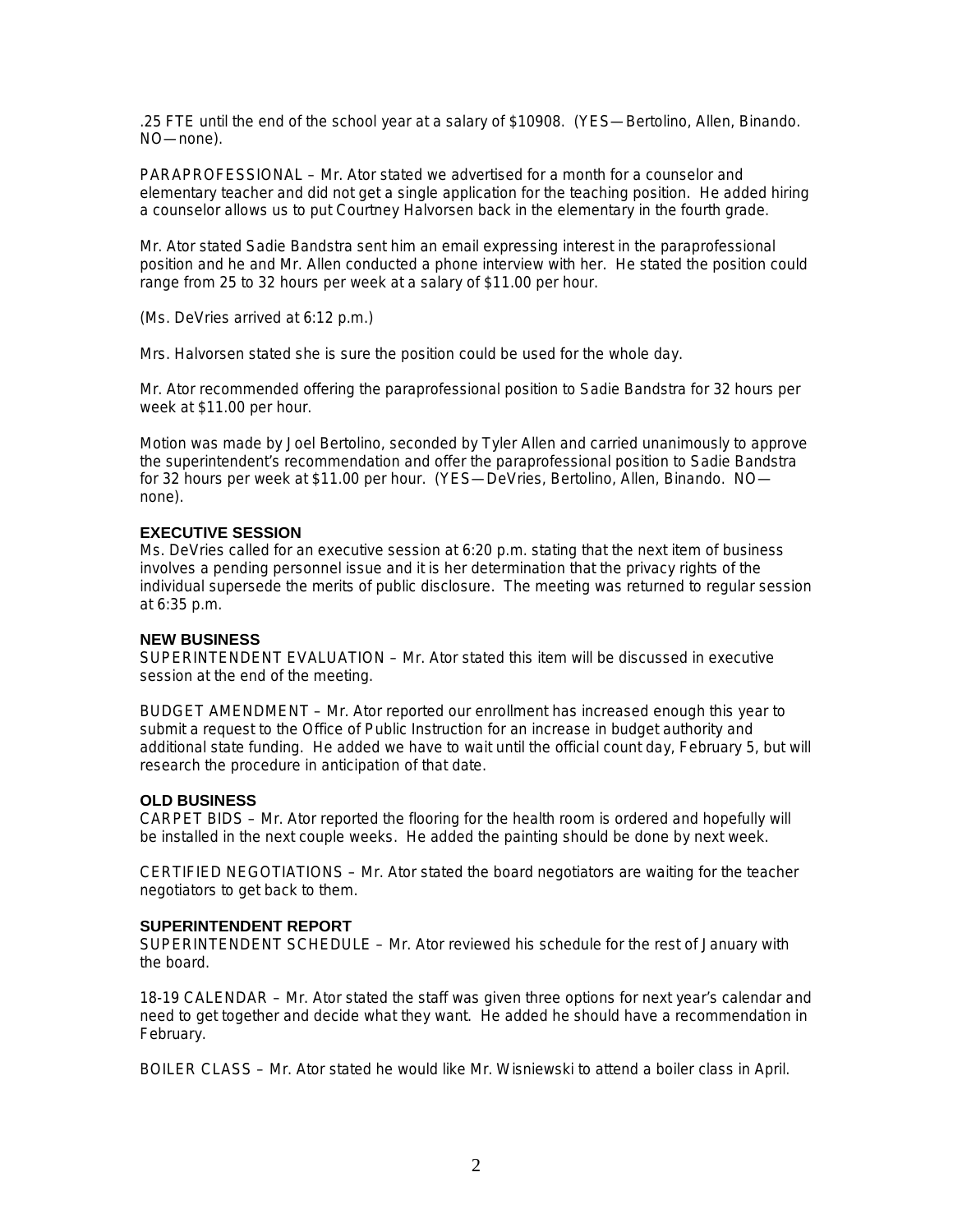.25 FTE until the end of the school year at a salary of $10908. (YES—Bertolino, Allen, Binando. NO—none).

PARAPROFESSIONAL – Mr. Ator stated we advertised for a month for a counselor and elementary teacher and did not get a single application for the teaching position. He added hiring a counselor allows us to put Courtney Halvorsen back in the elementary in the fourth grade.

Mr. Ator stated Sadie Bandstra sent him an email expressing interest in the paraprofessional position and he and Mr. Allen conducted a phone interview with her. He stated the position could range from 25 to 32 hours per week at a salary of $11.00 per hour.

(Ms. DeVries arrived at 6:12 p.m.)

Mrs. Halvorsen stated she is sure the position could be used for the whole day.

Mr. Ator recommended offering the paraprofessional position to Sadie Bandstra for 32 hours per week at $11.00 per hour.

Motion was made by Joel Bertolino, seconded by Tyler Allen and carried unanimously to approve the superintendent's recommendation and offer the paraprofessional position to Sadie Bandstra for 32 hours per week at $11.00 per hour. (YES—DeVries, Bertolino, Allen, Binando. NO—none).

**EXECUTIVE SESSION**

Ms. DeVries called for an executive session at 6:20 p.m. stating that the next item of business involves a pending personnel issue and it is her determination that the privacy rights of the individual supersede the merits of public disclosure. The meeting was returned to regular session at 6:35 p.m.

**NEW BUSINESS**

SUPERINTENDENT EVALUATION – Mr. Ator stated this item will be discussed in executive session at the end of the meeting.

BUDGET AMENDMENT – Mr. Ator reported our enrollment has increased enough this year to submit a request to the Office of Public Instruction for an increase in budget authority and additional state funding. He added we have to wait until the official count day, February 5, but will research the procedure in anticipation of that date.

**OLD BUSINESS**

CARPET BIDS – Mr. Ator reported the flooring for the health room is ordered and hopefully will be installed in the next couple weeks. He added the painting should be done by next week.

CERTIFIED NEGOTIATIONS – Mr. Ator stated the board negotiators are waiting for the teacher negotiators to get back to them.

**SUPERINTENDENT REPORT**

SUPERINTENDENT SCHEDULE – Mr. Ator reviewed his schedule for the rest of January with the board.

18-19 CALENDAR – Mr. Ator stated the staff was given three options for next year's calendar and need to get together and decide what they want. He added he should have a recommendation in February.

BOILER CLASS – Mr. Ator stated he would like Mr. Wisniewski to attend a boiler class in April.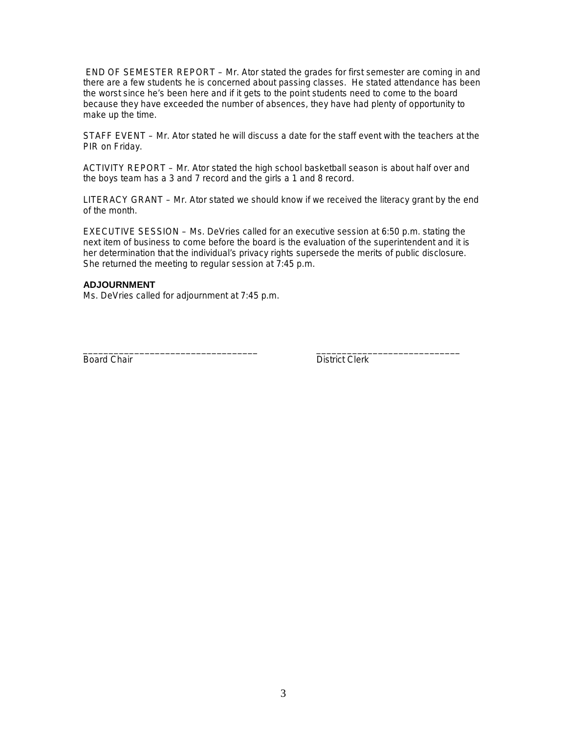END OF SEMESTER REPORT – Mr. Ator stated the grades for first semester are coming in and there are a few students he is concerned about passing classes. He stated attendance has been the worst since he's been here and if it gets to the point students need to come to the board because they have exceeded the number of absences, they have had plenty of opportunity to make up the time.

STAFF EVENT – Mr. Ator stated he will discuss a date for the staff event with the teachers at the PIR on Friday.

ACTIVITY REPORT – Mr. Ator stated the high school basketball season is about half over and the boys team has a 3 and 7 record and the girls a 1 and 8 record.

LITERACY GRANT – Mr. Ator stated we should know if we received the literacy grant by the end of the month.

EXECUTIVE SESSION – Ms. DeVries called for an executive session at 6:50 p.m. stating the next item of business to come before the board is the evaluation of the superintendent and it is her determination that the individual's privacy rights supersede the merits of public disclosure. She returned the meeting to regular session at 7:45 p.m.

**ADJOURNMENT**
Ms. DeVries called for adjournment at 7:45 p.m.

___________________________________ Board Chair

____________________________ District Clerk